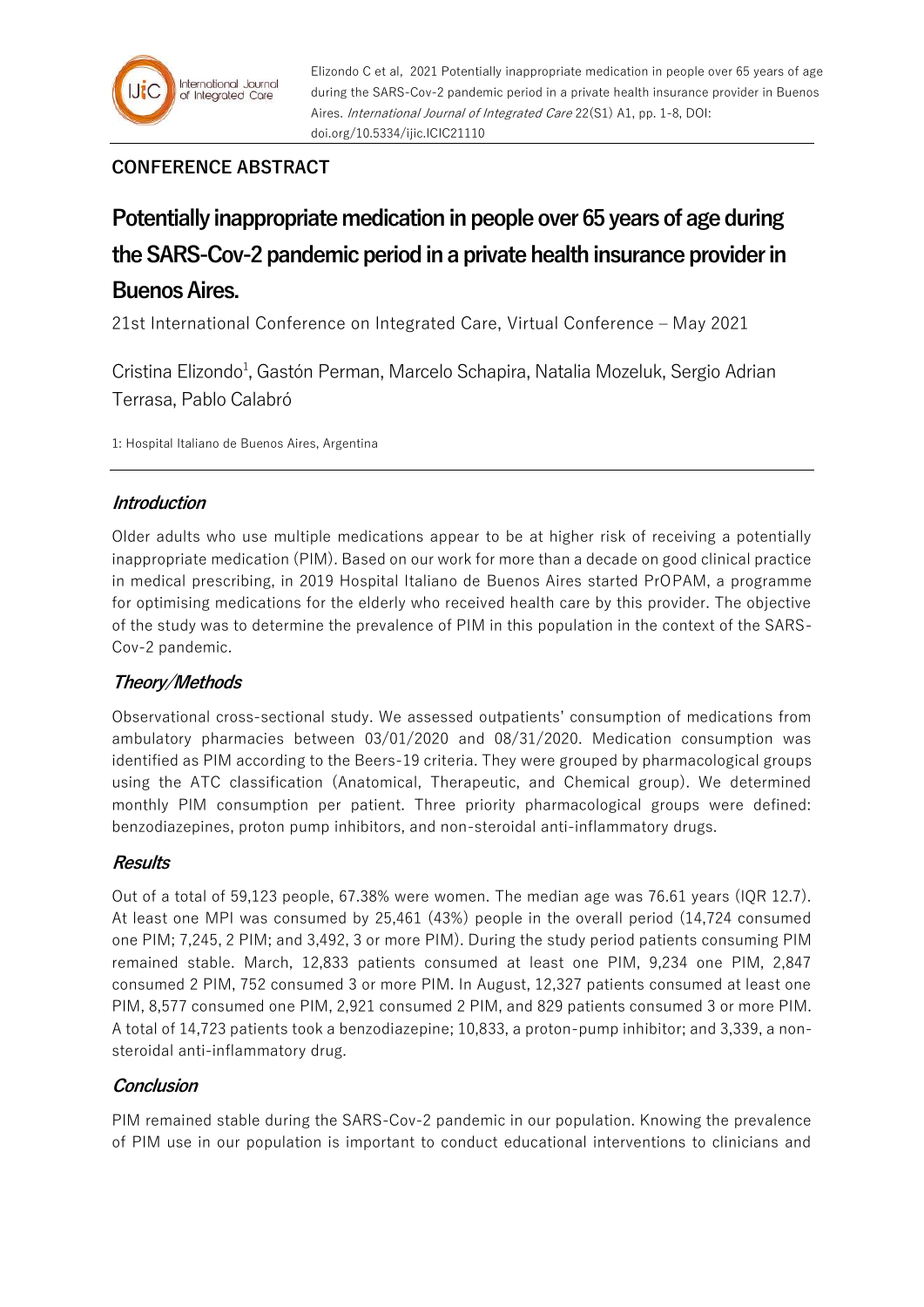Elizondo C et al, 2021 Potentially inappropriate medication in people over 65 years of age during the SARS-Cov-2 pandemic period in a private health insurance provider in Buenos Aires. *International Journal of Integrated Care* 22(S1) A1, pp. 1-8, DOI: doi.org/10.5334/ijic.ICIC21110

**CONFERENCE ABSTRACT**

# Potentially inappropriate medication in people over 65 years of age during the SARS-Cov-2 pandemic period in a private health insurance provider in Buenos Aires.

21st International Conference on Integrated Care, Virtual Conference – May 2021

Cristina Elizondo[1], Gastón Perman, Marcelo Schapira, Natalia Mozeluk, Sergio Adrian Terrasa, Pablo Calabró

1: Hospital Italiano de Buenos Aires, Argentina

## *Introduction*

Older adults who use multiple medications appear to be at higher risk of receiving a potentially inappropriate medication (PIM). Based on our work for more than a decade on good clinical practice in medical prescribing, in 2019 Hospital Italiano de Buenos Aires started PrOPAM, a programme for optimising medications for the elderly who received health care by this provider. The objective of the study was to determine the prevalence of PIM in this population in the context of the SARS-Cov-2 pandemic.

## *Theory/Methods*

Observational cross-sectional study. We assessed outpatients' consumption of medications from ambulatory pharmacies between 03/01/2020 and 08/31/2020. Medication consumption was identified as PIM according to the Beers-19 criteria. They were grouped by pharmacological groups using the ATC classification (Anatomical, Therapeutic, and Chemical group). We determined monthly PIM consumption per patient. Three priority pharmacological groups were defined: benzodiazepines, proton pump inhibitors, and non-steroidal anti-inflammatory drugs.

## *Results*

Out of a total of 59,123 people, 67.38% were women. The median age was 76.61 years (IQR 12.7). At least one MPI was consumed by 25,461 (43%) people in the overall period (14,724 consumed one PIM; 7,245, 2 PIM; and 3,492, 3 or more PIM). During the study period patients consuming PIM remained stable. March, 12,833 patients consumed at least one PIM, 9,234 one PIM, 2,847 consumed 2 PIM, 752 consumed 3 or more PIM. In August, 12,327 patients consumed at least one PIM, 8,577 consumed one PIM, 2,921 consumed 2 PIM, and 829 patients consumed 3 or more PIM. A total of 14,723 patients took a benzodiazepine; 10,833, a proton-pump inhibitor; and 3,339, a non-steroidal anti-inflammatory drug.

## *Conclusion*

PIM remained stable during the SARS-Cov-2 pandemic in our population. Knowing the prevalence of PIM use in our population is important to conduct educational interventions to clinicians and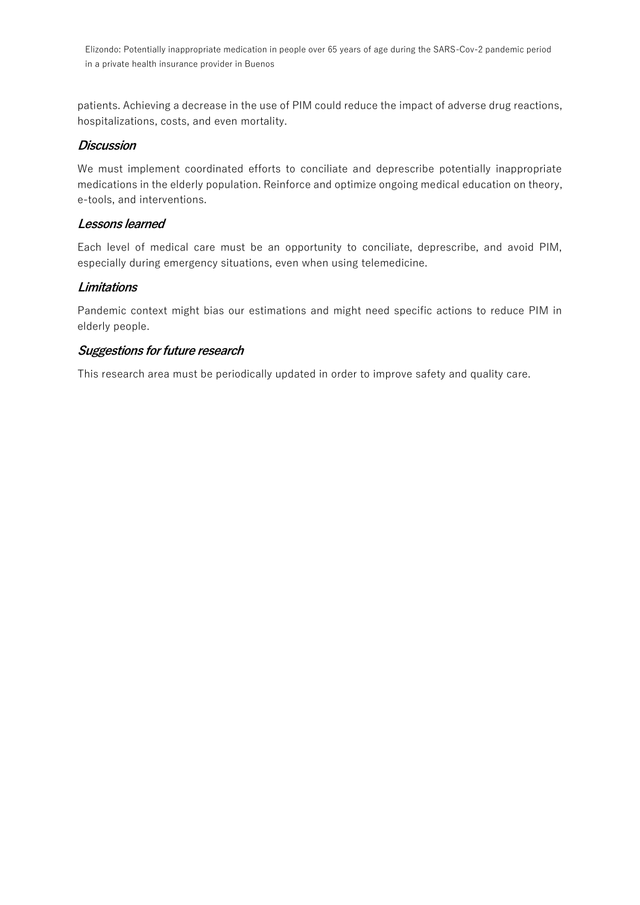patients. Achieving a decrease in the use of PIM could reduce the impact of adverse drug reactions, hospitalizations, costs, and even mortality.

### *Discussion*

We must implement coordinated efforts to conciliate and deprescribe potentially inappropriate medications in the elderly population. Reinforce and optimize ongoing medical education on theory, e-tools, and interventions.

### *Lessons learned*

Each level of medical care must be an opportunity to conciliate, deprescribe, and avoid PIM, especially during emergency situations, even when using telemedicine.

### *Limitations*

Pandemic context might bias our estimations and might need specific actions to reduce PIM in elderly people.

### *Suggestions for future research*

This research area must be periodically updated in order to improve safety and quality care.